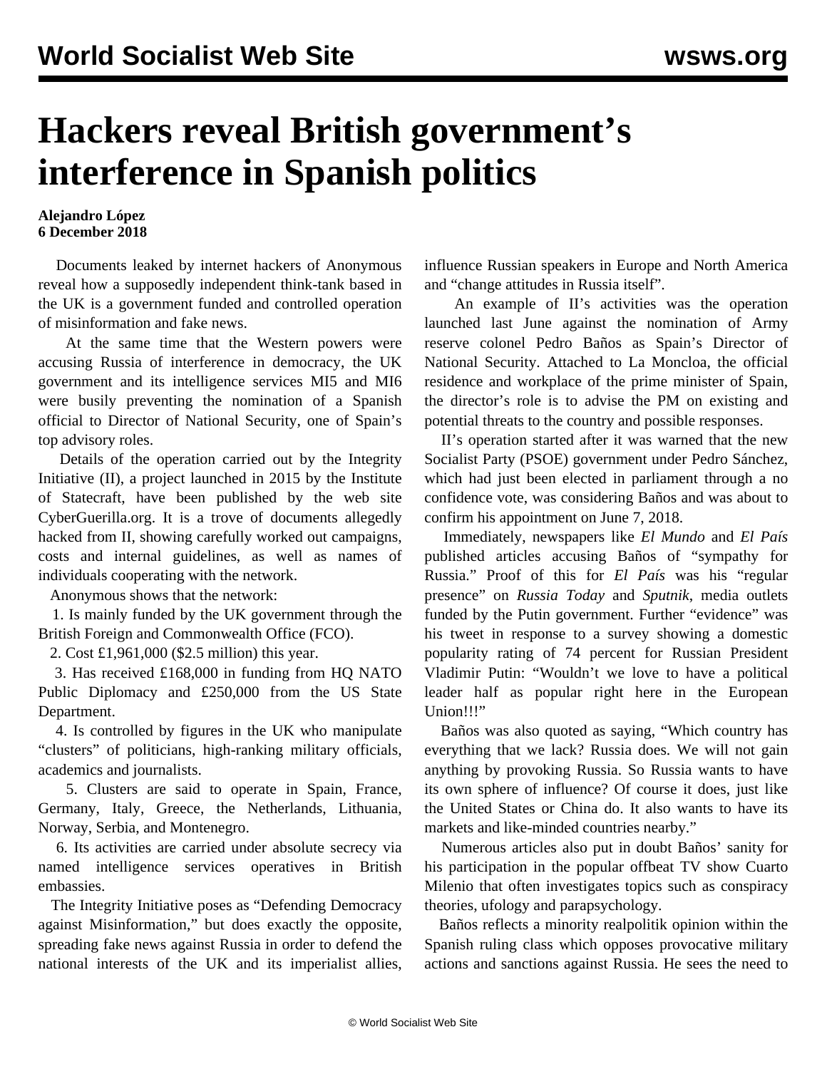# Hackers reveal British government's interference in Spanish politics

**Alejandro López**
**6 December 2018**

Documents leaked by internet hackers of Anonymous reveal how a supposedly independent think-tank based in the UK is a government funded and controlled operation of misinformation and fake news.

At the same time that the Western powers were accusing Russia of interference in democracy, the UK government and its intelligence services MI5 and MI6 were busily preventing the nomination of a Spanish official to Director of National Security, one of Spain's top advisory roles.

Details of the operation carried out by the Integrity Initiative (II), a project launched in 2015 by the Institute of Statecraft, have been published by the web site CyberGuerilla.org. It is a trove of documents allegedly hacked from II, showing carefully worked out campaigns, costs and internal guidelines, as well as names of individuals cooperating with the network.

Anonymous shows that the network:

1. Is mainly funded by the UK government through the British Foreign and Commonwealth Office (FCO).
2. Cost £1,961,000 ($2.5 million) this year.
3. Has received £168,000 in funding from HQ NATO Public Diplomacy and £250,000 from the US State Department.
4. Is controlled by figures in the UK who manipulate "clusters" of politicians, high-ranking military officials, academics and journalists.
5. Clusters are said to operate in Spain, France, Germany, Italy, Greece, the Netherlands, Lithuania, Norway, Serbia, and Montenegro.
6. Its activities are carried under absolute secrecy via named intelligence services operatives in British embassies.

The Integrity Initiative poses as "Defending Democracy against Misinformation," but does exactly the opposite, spreading fake news against Russia in order to defend the national interests of the UK and its imperialist allies, influence Russian speakers in Europe and North America and "change attitudes in Russia itself".

An example of II's activities was the operation launched last June against the nomination of Army reserve colonel Pedro Baños as Spain's Director of National Security. Attached to La Moncloa, the official residence and workplace of the prime minister of Spain, the director's role is to advise the PM on existing and potential threats to the country and possible responses.

II's operation started after it was warned that the new Socialist Party (PSOE) government under Pedro Sánchez, which had just been elected in parliament through a no confidence vote, was considering Baños and was about to confirm his appointment on June 7, 2018.

Immediately, newspapers like *El Mundo* and *El País* published articles accusing Baños of "sympathy for Russia." Proof of this for *El País* was his "regular presence" on *Russia Today* and *Sputnik*, media outlets funded by the Putin government. Further "evidence" was his tweet in response to a survey showing a domestic popularity rating of 74 percent for Russian President Vladimir Putin: "Wouldn't we love to have a political leader half as popular right here in the European Union!!!"

Baños was also quoted as saying, "Which country has everything that we lack? Russia does. We will not gain anything by provoking Russia. So Russia wants to have its own sphere of influence? Of course it does, just like the United States or China do. It also wants to have its markets and like-minded countries nearby."

Numerous articles also put in doubt Baños' sanity for his participation in the popular offbeat TV show Cuarto Milenio that often investigates topics such as conspiracy theories, ufology and parapsychology.

Baños reflects a minority realpolitik opinion within the Spanish ruling class which opposes provocative military actions and sanctions against Russia. He sees the need to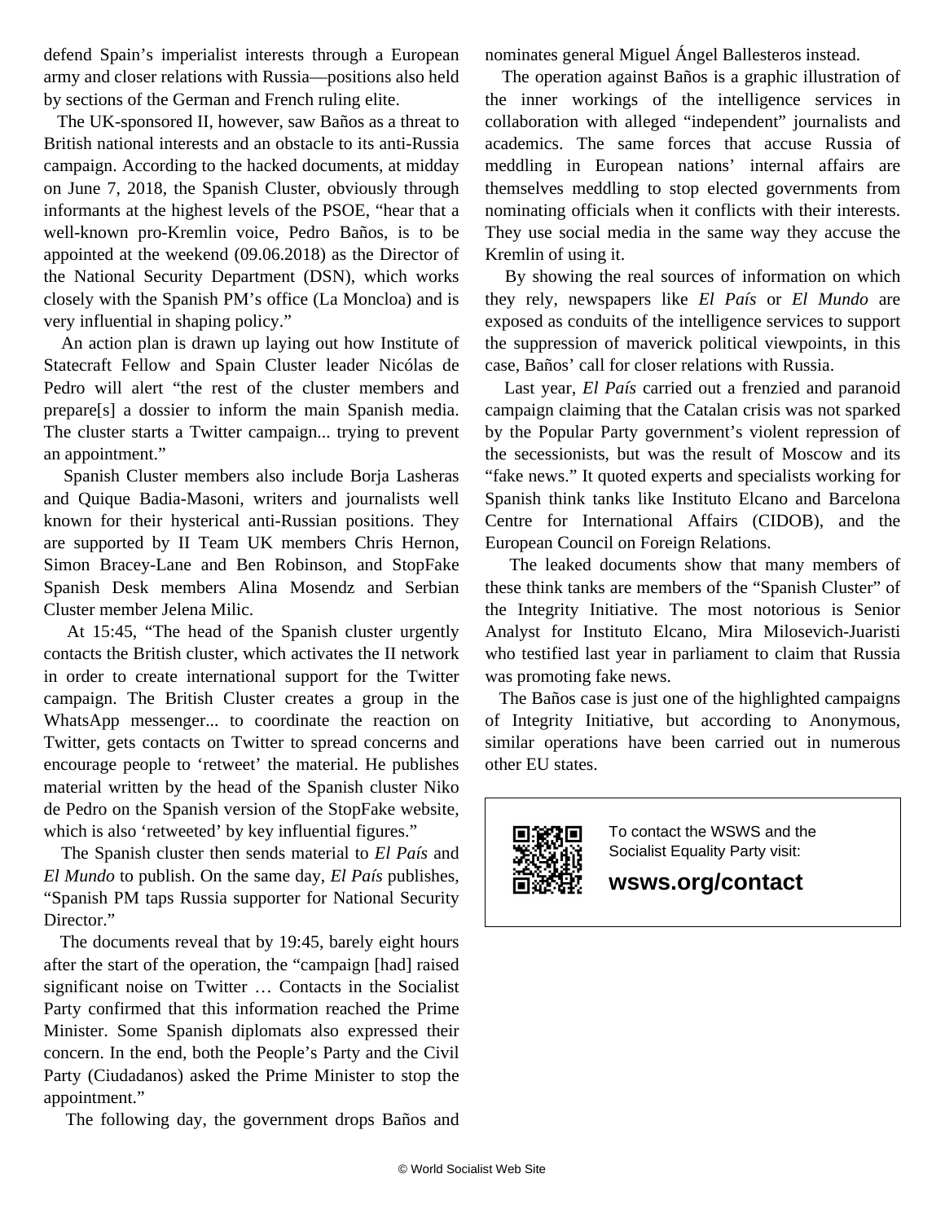defend Spain's imperialist interests through a European army and closer relations with Russia—positions also held by sections of the German and French ruling elite.

The UK-sponsored II, however, saw Baños as a threat to British national interests and an obstacle to its anti-Russia campaign. According to the hacked documents, at midday on June 7, 2018, the Spanish Cluster, obviously through informants at the highest levels of the PSOE, "hear that a well-known pro-Kremlin voice, Pedro Baños, is to be appointed at the weekend (09.06.2018) as the Director of the National Security Department (DSN), which works closely with the Spanish PM's office (La Moncloa) and is very influential in shaping policy."

An action plan is drawn up laying out how Institute of Statecraft Fellow and Spain Cluster leader Nicólas de Pedro will alert "the rest of the cluster members and prepare[s] a dossier to inform the main Spanish media. The cluster starts a Twitter campaign... trying to prevent an appointment."

Spanish Cluster members also include Borja Lasheras and Quique Badia-Masoni, writers and journalists well known for their hysterical anti-Russian positions. They are supported by II Team UK members Chris Hernon, Simon Bracey-Lane and Ben Robinson, and StopFake Spanish Desk members Alina Mosendz and Serbian Cluster member Jelena Milic.

At 15:45, "The head of the Spanish cluster urgently contacts the British cluster, which activates the II network in order to create international support for the Twitter campaign. The British Cluster creates a group in the WhatsApp messenger... to coordinate the reaction on Twitter, gets contacts on Twitter to spread concerns and encourage people to 'retweet' the material. He publishes material written by the head of the Spanish cluster Niko de Pedro on the Spanish version of the StopFake website, which is also 'retweeted' by key influential figures."

The Spanish cluster then sends material to *El País* and *El Mundo* to publish. On the same day, *El País* publishes, "Spanish PM taps Russia supporter for National Security Director."

The documents reveal that by 19:45, barely eight hours after the start of the operation, the "campaign [had] raised significant noise on Twitter … Contacts in the Socialist Party confirmed that this information reached the Prime Minister. Some Spanish diplomats also expressed their concern. In the end, both the People's Party and the Civil Party (Ciudadanos) asked the Prime Minister to stop the appointment."

The following day, the government drops Baños and nominates general Miguel Ángel Ballesteros instead.

The operation against Baños is a graphic illustration of the inner workings of the intelligence services in collaboration with alleged "independent" journalists and academics. The same forces that accuse Russia of meddling in European nations' internal affairs are themselves meddling to stop elected governments from nominating officials when it conflicts with their interests. They use social media in the same way they accuse the Kremlin of using it.

By showing the real sources of information on which they rely, newspapers like *El País* or *El Mundo* are exposed as conduits of the intelligence services to support the suppression of maverick political viewpoints, in this case, Baños' call for closer relations with Russia.

Last year, *El País* carried out a frenzied and paranoid campaign claiming that the Catalan crisis was not sparked by the Popular Party government's violent repression of the secessionists, but was the result of Moscow and its "fake news." It quoted experts and specialists working for Spanish think tanks like Instituto Elcano and Barcelona Centre for International Affairs (CIDOB), and the European Council on Foreign Relations.

The leaked documents show that many members of these think tanks are members of the "Spanish Cluster" of the Integrity Initiative. The most notorious is Senior Analyst for Instituto Elcano, Mira Milosevich-Juaristi who testified last year in parliament to claim that Russia was promoting fake news.

The Baños case is just one of the highlighted campaigns of Integrity Initiative, but according to Anonymous, similar operations have been carried out in numerous other EU states.

To contact the WSWS and the Socialist Equality Party visit:

**wsws.org/contact**